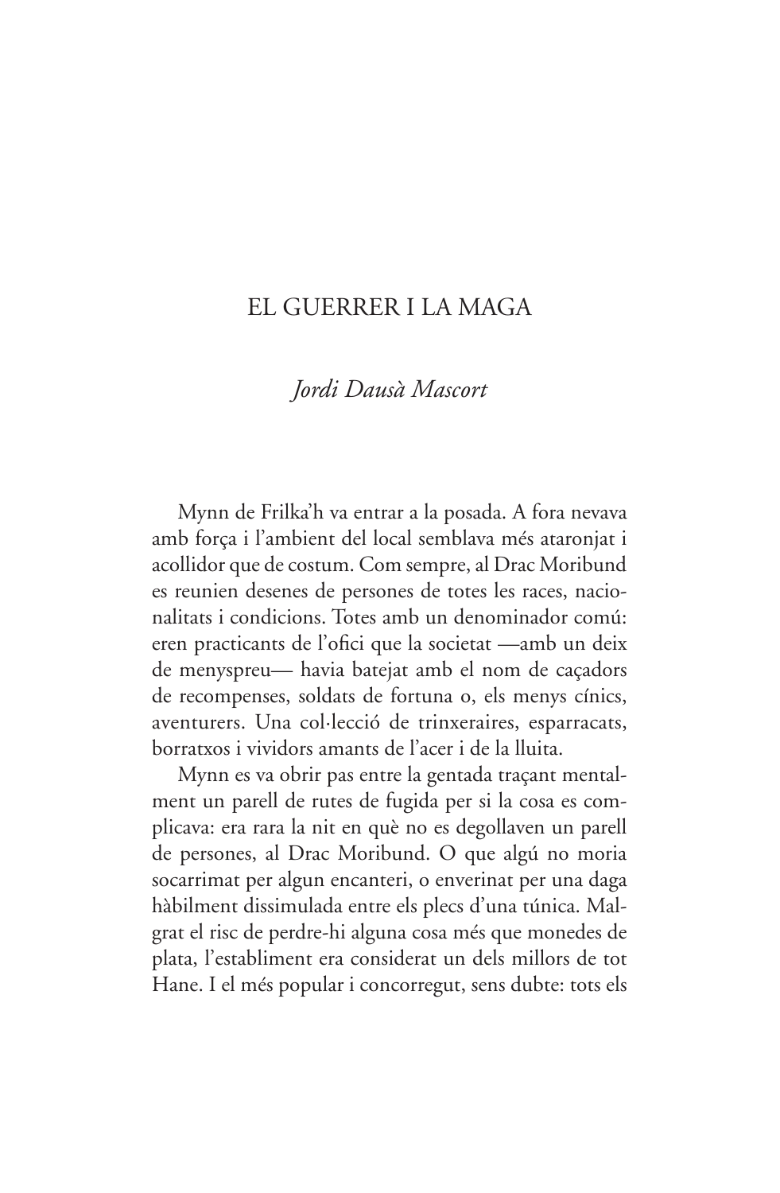# EL GUERRER I LA MAGA

*Jordi Dausà Mascort*

Mynn de Frilka'h va entrar a la posada. A fora nevava amb força i l'ambient del local semblava més ataronjat i acollidor que de costum. Com sempre, al Drac Moribund es reunien desenes de persones de totes les races, nacionalitats i condicions. Totes amb un denominador comú: eren practicants de l'ofici que la societat —amb un deix de menyspreu— havia batejat amb el nom de caçadors de recompenses, soldats de fortuna o, els menys cínics, aventurers. Una col·lecció de trinxeraires, esparracats, borratxos i vividors amants de l'acer i de la lluita.

Mynn es va obrir pas entre la gentada traçant mentalment un parell de rutes de fugida per si la cosa es complicava: era rara la nit en què no es degollaven un parell de persones, al Drac Moribund. O que algú no moria socarrimat per algun encanteri, o enverinat per una daga hàbilment dissimulada entre els plecs d'una túnica. Malgrat el risc de perdre-hi alguna cosa més que monedes de plata, l'establiment era considerat un dels millors de tot Hane. I el més popular i concorregut, sens dubte: tots els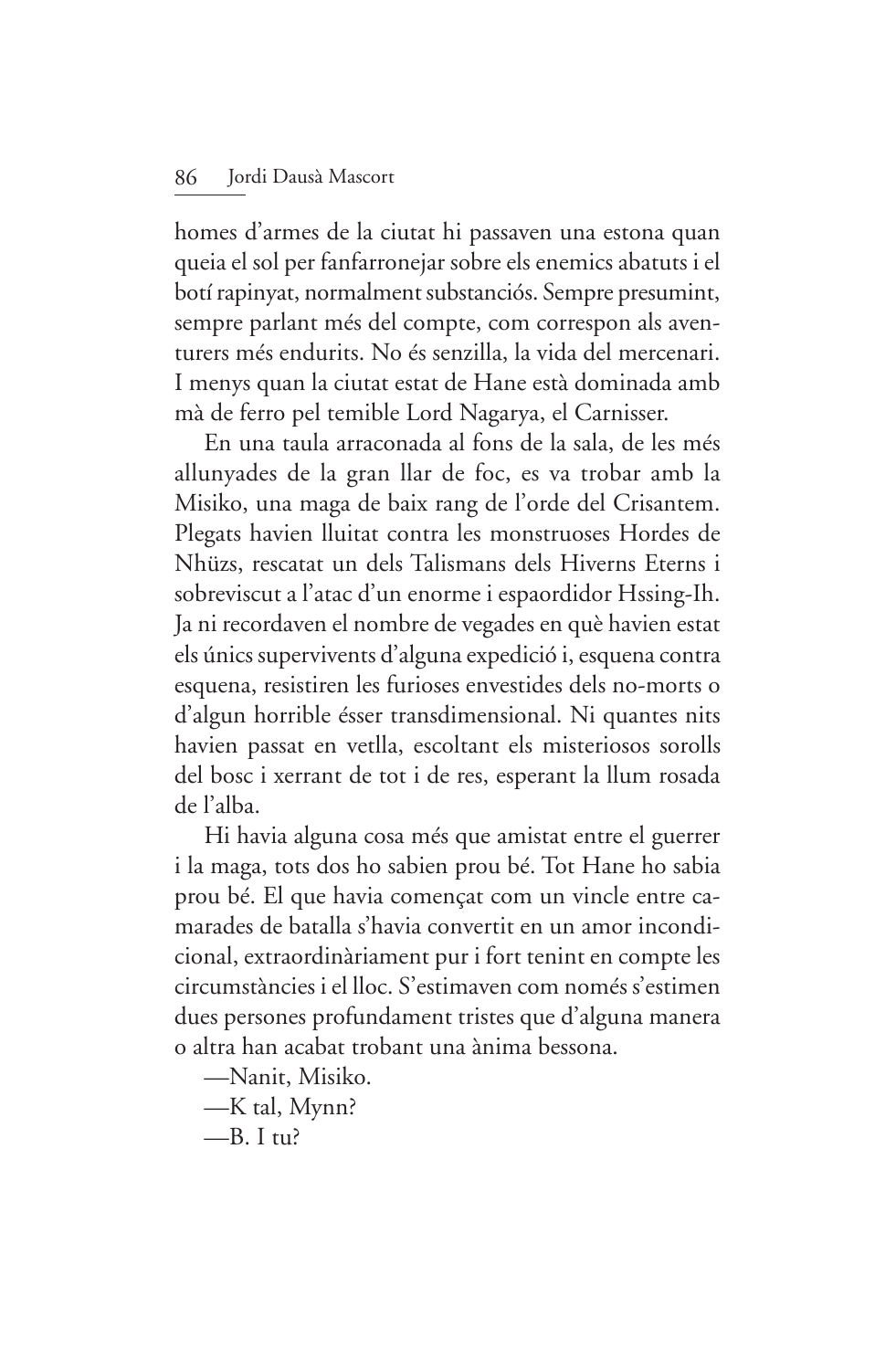homes d'armes de la ciutat hi passaven una estona quan queia el sol per fanfarronejar sobre els enemics abatuts i el botí rapinyat, normalment substanciós. Sempre presumint, sempre parlant més del compte, com correspon als aventurers més endurits. No és senzilla, la vida del mercenari. I menys quan la ciutat estat de Hane està dominada amb mà de ferro pel temible Lord Nagarya, el Carnisser.

En una taula arraconada al fons de la sala, de les més allunyades de la gran llar de foc, es va trobar amb la Misiko, una maga de baix rang de l'orde del Crisantem. Plegats havien lluitat contra les monstruoses Hordes de Nhüzs, rescatat un dels Talismans dels Hiverns Eterns i sobreviscut a l'atac d'un enorme i espaordidor Hssing-Ih. Ja ni recordaven el nombre de vegades en què havien estat els únics supervivents d'alguna expedició i, esquena contra esquena, resistiren les furioses envestides dels no-morts o d'algun horrible ésser transdimensional. Ni quantes nits havien passat en vetlla, escoltant els misteriosos sorolls del bosc i xerrant de tot i de res, esperant la llum rosada de l'alba.

Hi havia alguna cosa més que amistat entre el guerrer i la maga, tots dos ho sabien prou bé. Tot Hane ho sabia prou bé. El que havia començat com un vincle entre camarades de batalla s'havia convertit en un amor incondicional, extraordinàriament pur i fort tenint en compte les circumstàncies i el lloc. S'estimaven com només s'estimen dues persones profundament tristes que d'alguna manera o altra han acabat trobant una ànima bessona.

—Nanit, Misiko.

—K tal, Mynn?

—B. I tu?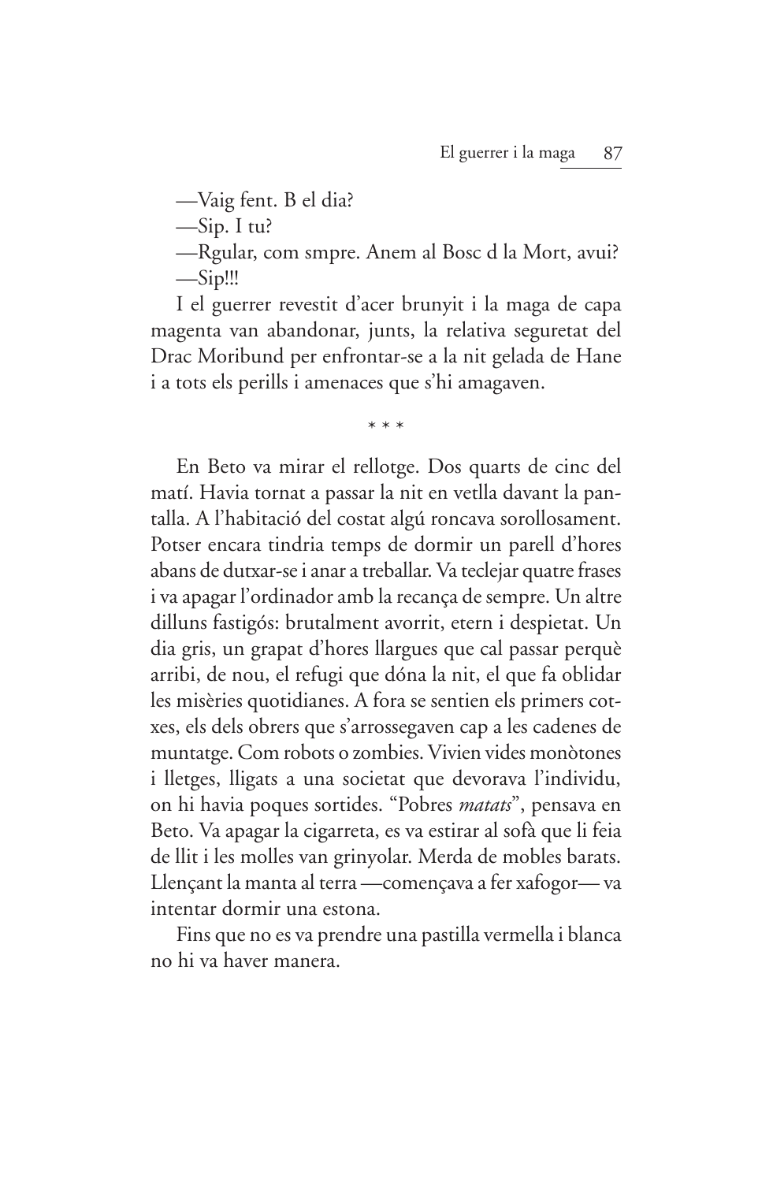—Vaig fent. B el dia?

—Sip. I tu?

—Rgular, com smpre. Anem al Bosc d la Mort, avui?

—Sip!!!

I el guerrer revestit d'acer brunyit i la maga de capa magenta van abandonar, junts, la relativa seguretat del Drac Moribund per enfrontar-se a la nit gelada de Hane i a tots els perills i amenaces que s'hi amagaven.

\* \* \*

En Beto va mirar el rellotge. Dos quarts de cinc del matí. Havia tornat a passar la nit en vetlla davant la pantalla. A l'habitació del costat algú roncava sorollosament. Potser encara tindria temps de dormir un parell d'hores abans de dutxar-se i anar a treballar. Va teclejar quatre frases i va apagar l'ordinador amb la recança de sempre. Un altre dilluns fastigós: brutalment avorrit, etern i despietat. Un dia gris, un grapat d'hores llargues que cal passar perquè arribi, de nou, el refugi que dóna la nit, el que fa oblidar les misèries quotidianes. A fora se sentien els primers cotxes, els dels obrers que s'arrossegaven cap a les cadenes de muntatge. Com robots o zombies. Vivien vides monòtones i lletges, lligats a una societat que devorava l'individu, on hi havia poques sortides. "Pobres *matats*", pensava en Beto. Va apagar la cigarreta, es va estirar al sofà que li feia de llit i les molles van grinyolar. Merda de mobles barats. Llençant la manta al terra —començava a fer xafogor— va intentar dormir una estona.

Fins que no es va prendre una pastilla vermella i blanca no hi va haver manera.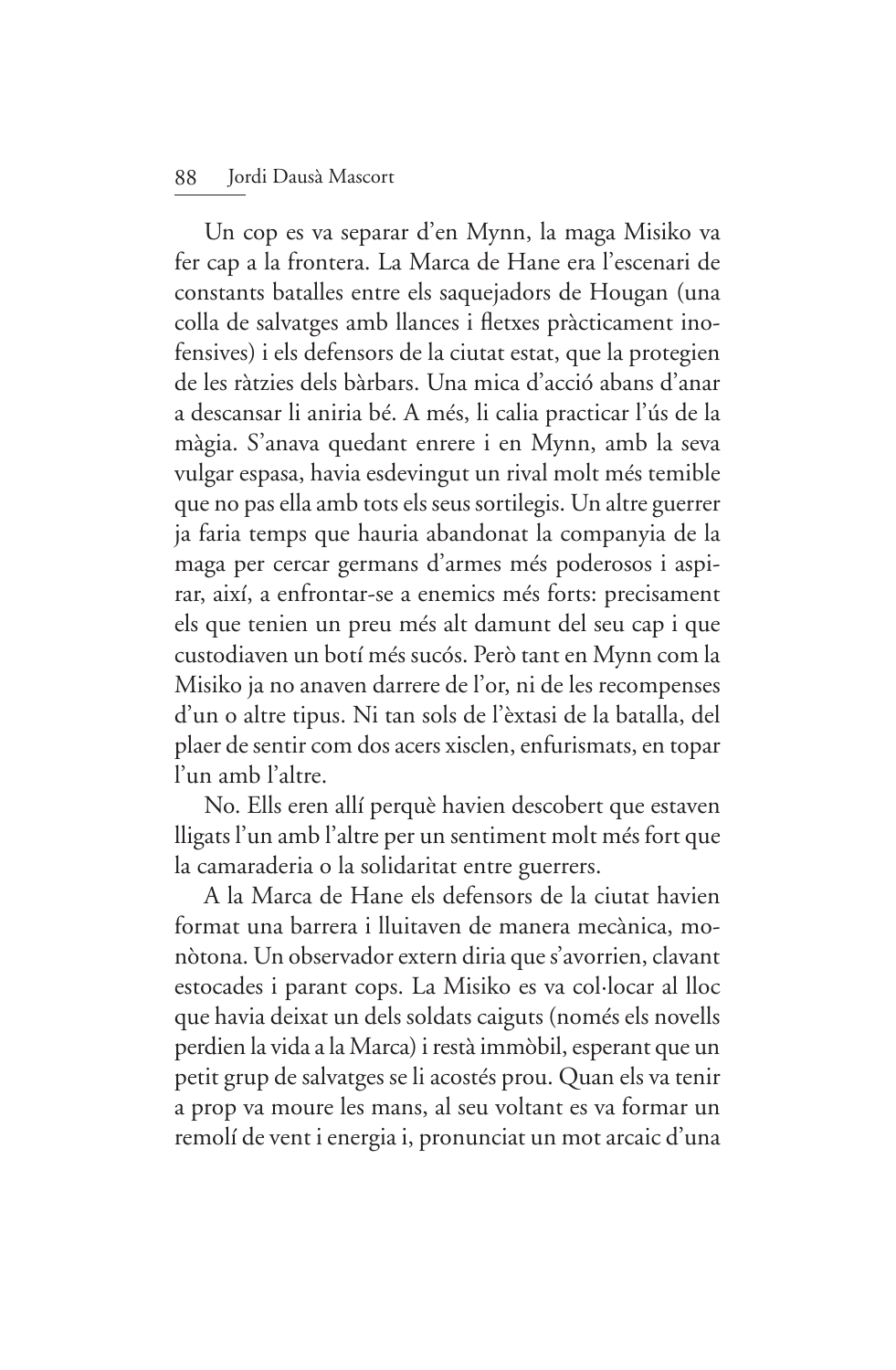Un cop es va separar d'en Mynn, la maga Misiko va fer cap a la frontera. La Marca de Hane era l'escenari de constants batalles entre els saquejadors de Hougan (una colla de salvatges amb llances i fletxes pràcticament inofensives) i els defensors de la ciutat estat, que la protegien de les ràtzies dels bàrbars. Una mica d'acció abans d'anar a descansar li aniria bé. A més, li calia practicar l'ús de la màgia. S'anava quedant enrere i en Mynn, amb la seva vulgar espasa, havia esdevingut un rival molt més temible que no pas ella amb tots els seus sortilegis. Un altre guerrer ja faria temps que hauria abandonat la companyia de la maga per cercar germans d'armes més poderosos i aspirar, així, a enfrontar-se a enemics més forts: precisament els que tenien un preu més alt damunt del seu cap i que custodiaven un botí més sucós. Però tant en Mynn com la Misiko ja no anaven darrere de l'or, ni de les recompenses d'un o altre tipus. Ni tan sols de l'èxtasi de la batalla, del plaer de sentir com dos acers xisclen, enfurismats, en topar l'un amb l'altre.

No. Ells eren allí perquè havien descobert que estaven lligats l'un amb l'altre per un sentiment molt més fort que la camaraderia o la solidaritat entre guerrers.

A la Marca de Hane els defensors de la ciutat havien format una barrera i lluitaven de manera mecànica, monòtona. Un observador extern diria que s'avorrien, clavant estocades i parant cops. La Misiko es va col·locar al lloc que havia deixat un dels soldats caiguts (només els novells perdien la vida a la Marca) i restà immòbil, esperant que un petit grup de salvatges se li acostés prou. Quan els va tenir a prop va moure les mans, al seu voltant es va formar un remolí de vent i energia i, pronunciat un mot arcaic d'una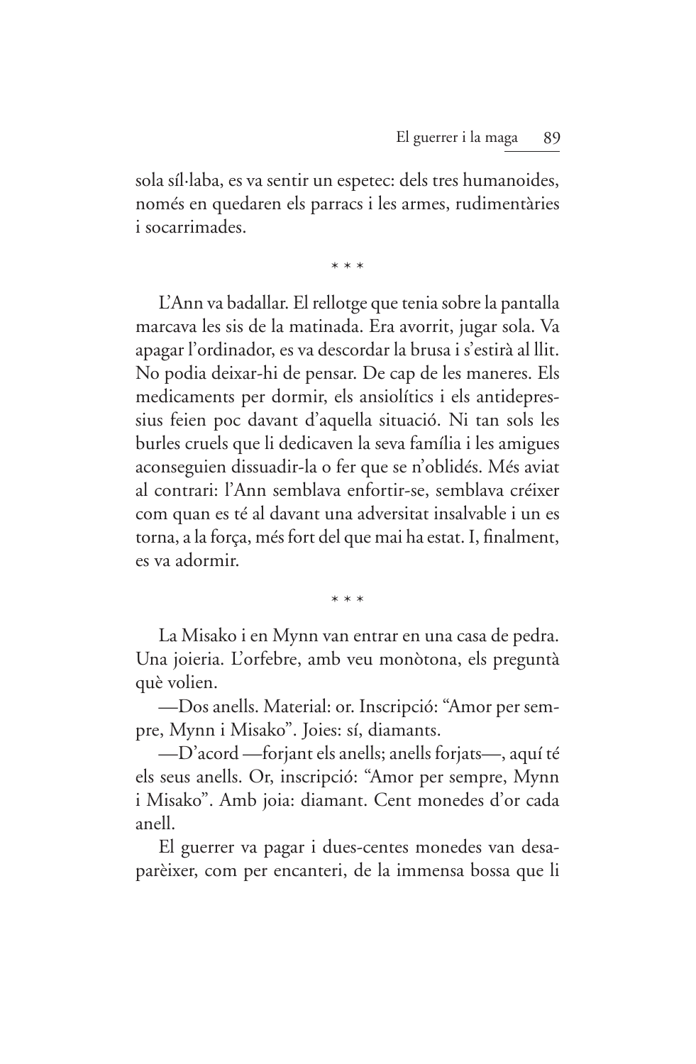sola síl·laba, es va sentir un espetec: dels tres humanoides, només en quedaren els parracs i les armes, rudimentàries i socarrimades.

\* \* \*

L'Ann va badallar. El rellotge que tenia sobre la pantalla marcava les sis de la matinada. Era avorrit, jugar sola. Va apagar l'ordinador, es va descordar la brusa i s'estirà al llit. No podia deixar-hi de pensar. De cap de les maneres. Els medicaments per dormir, els ansiolítics i els antidepressius feien poc davant d'aquella situació. Ni tan sols les burles cruels que li dedicaven la seva família i les amigues aconseguien dissuadir-la o fer que se n'oblidés. Més aviat al contrari: l'Ann semblava enfortir-se, semblava créixer com quan es té al davant una adversitat insalvable i un es torna, a la força, més fort del que mai ha estat. I, finalment, es va adormir.

\* \* \*

La Misako i en Mynn van entrar en una casa de pedra. Una joieria. L'orfebre, amb veu monòtona, els preguntà què volien.

—Dos anells. Material: or. Inscripció: "Amor per sempre, Mynn i Misako". Joies: sí, diamants.

—D'acord —forjant els anells; anells forjats—, aquí té els seus anells. Or, inscripció: "Amor per sempre, Mynn i Misako". Amb joia: diamant. Cent monedes d'or cada anell.

El guerrer va pagar i dues-centes monedes van desaparèixer, com per encanteri, de la immensa bossa que li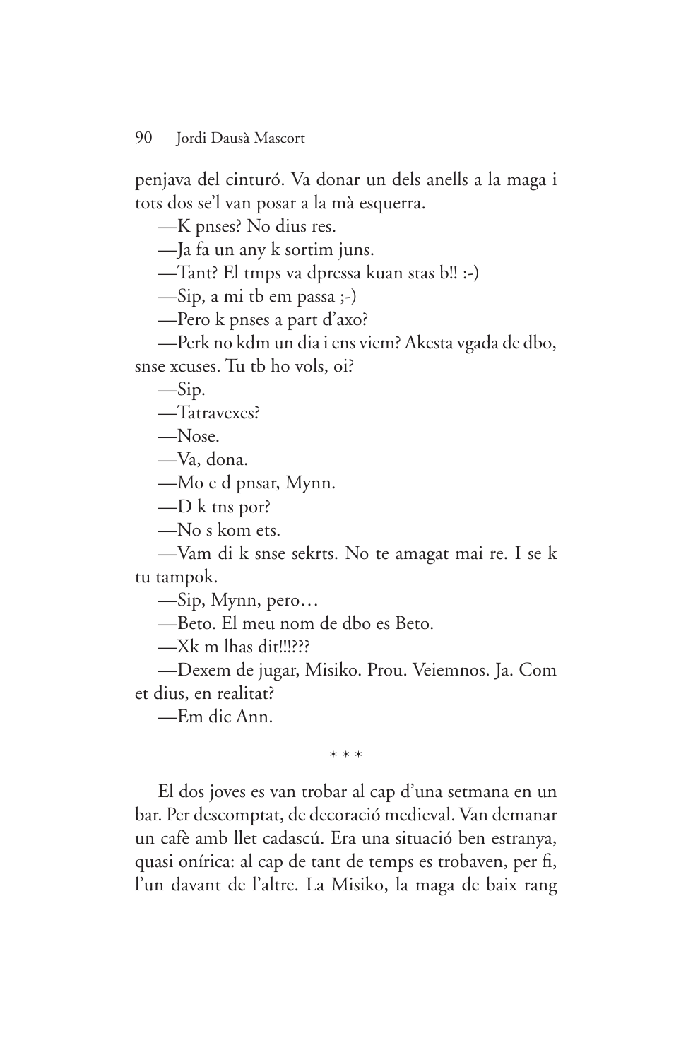penjava del cinturó. Va donar un dels anells a la maga i tots dos se'l van posar a la mà esquerra.

—K pnses? No dius res.

—Ja fa un any k sortim juns.

—Tant? El tmps va dpressa kuan stas b!! :-)

—Sip, a mi tb em passa ;-)

—Pero k pnses a part d'axo?

—Perk no kdm un dia i ens viem? Akesta vgada de dbo, snse xcuses. Tu tb ho vols, oi?

—Sip.

—Tatravexes?

—Nose.

—Va, dona.

—Mo e d pnsar, Mynn.

—D k tns por?

—No s kom ets.

—Vam di k snse sekrts. No te amagat mai re. I se k tu tampok.

—Sip, Mynn, pero…

—Beto. El meu nom de dbo es Beto.

—Xk m lhas dit!!!???

—Dexem de jugar, Misiko. Prou. Veiemnos. Ja. Com et dius, en realitat?

—Em dic Ann.

\* \* \*

El dos joves es van trobar al cap d'una setmana en un bar. Per descomptat, de decoració medieval. Van demanar un cafè amb llet cadascú. Era una situació ben estranya, quasi onírica: al cap de tant de temps es trobaven, per fi, l'un davant de l'altre. La Misiko, la maga de baix rang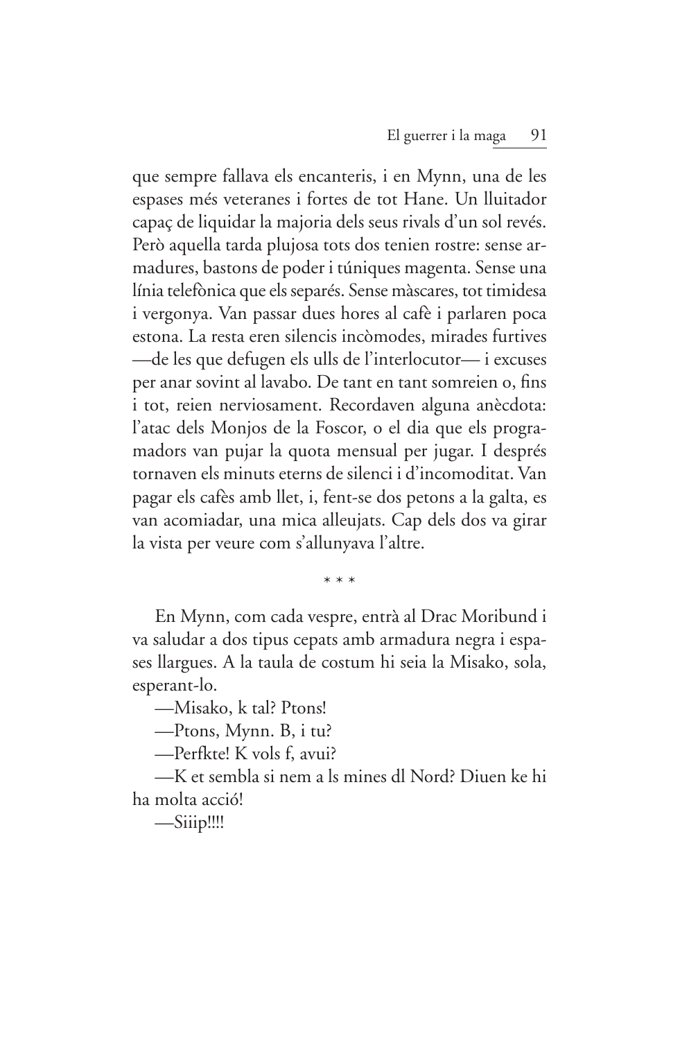que sempre fallava els encanteris, i en Mynn, una de les espases més veteranes i fortes de tot Hane. Un lluitador capaç de liquidar la majoria dels seus rivals d'un sol revés. Però aquella tarda plujosa tots dos tenien rostre: sense armadures, bastons de poder i túniques magenta. Sense una línia telefònica que els separés. Sense màscares, tot timidesa i vergonya. Van passar dues hores al cafè i parlaren poca estona. La resta eren silencis incòmodes, mirades furtives —de les que defugen els ulls de l'interlocutor— i excuses per anar sovint al lavabo. De tant en tant somreien o, fins i tot, reien nerviosament. Recordaven alguna anècdota: l'atac dels Monjos de la Foscor, o el dia que els programadors van pujar la quota mensual per jugar. I després tornaven els minuts eterns de silenci i d'incomoditat. Van pagar els cafès amb llet, i, fent-se dos petons a la galta, es van acomiadar, una mica alleujats. Cap dels dos va girar la vista per veure com s'allunyava l'altre.

\* \* \*

En Mynn, com cada vespre, entrà al Drac Moribund i va saludar a dos tipus cepats amb armadura negra i espases llargues. A la taula de costum hi seia la Misako, sola, esperant-lo.

—Misako, k tal? Ptons!

—Ptons, Mynn. B, i tu?

—Perfkte! K vols f, avui?

—K et sembla si nem a ls mines dl Nord? Diuen ke hi ha molta acció!

—Siiip!!!!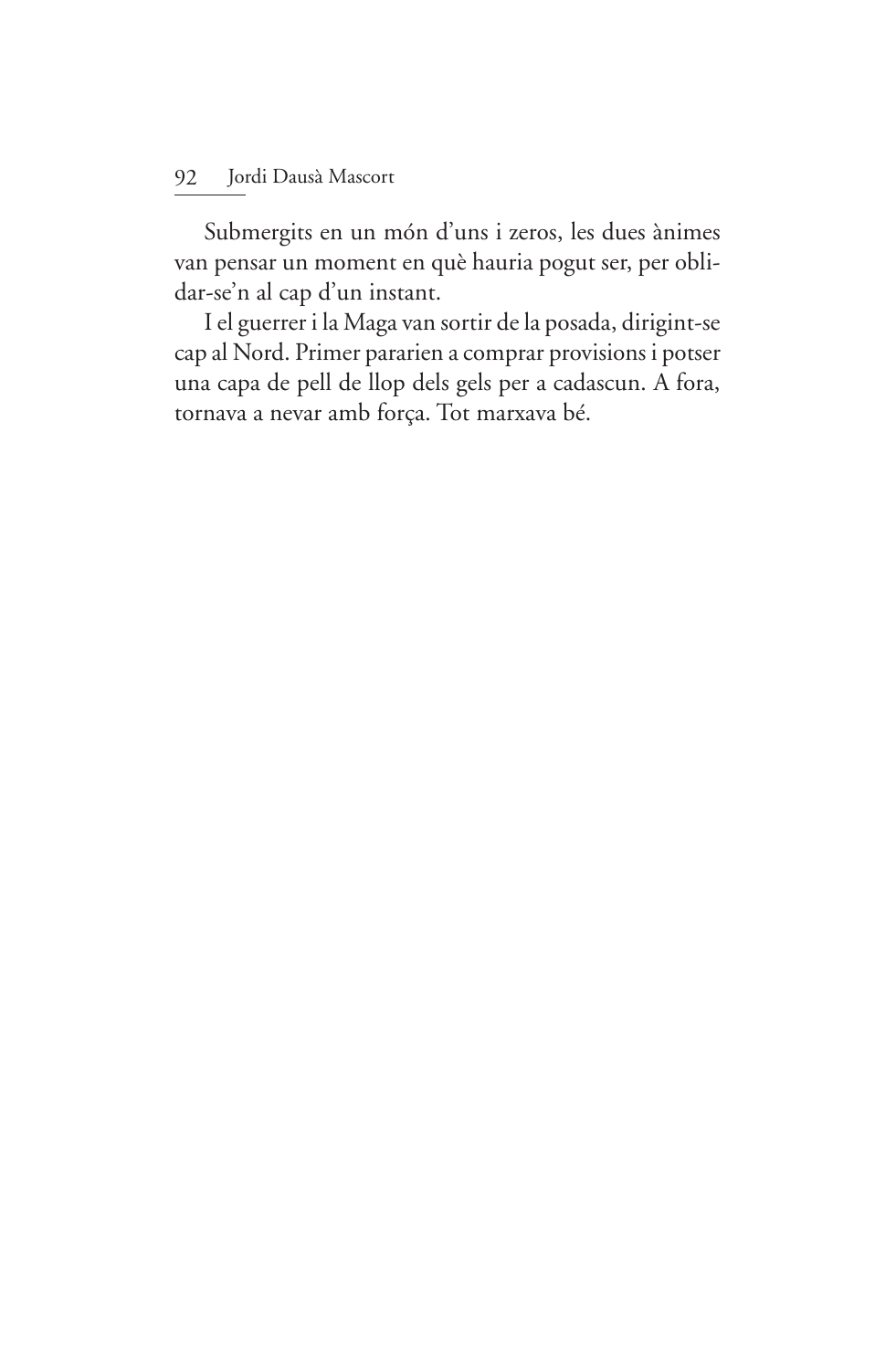Submergits en un món d'uns i zeros, les dues ànimes van pensar un moment en què hauria pogut ser, per oblidar-se'n al cap d'un instant.

I el guerrer i la Maga van sortir de la posada, dirigint-se cap al Nord. Primer pararien a comprar provisions i potser una capa de pell de llop dels gels per a cadascun. A fora, tornava a nevar amb força. Tot marxava bé.